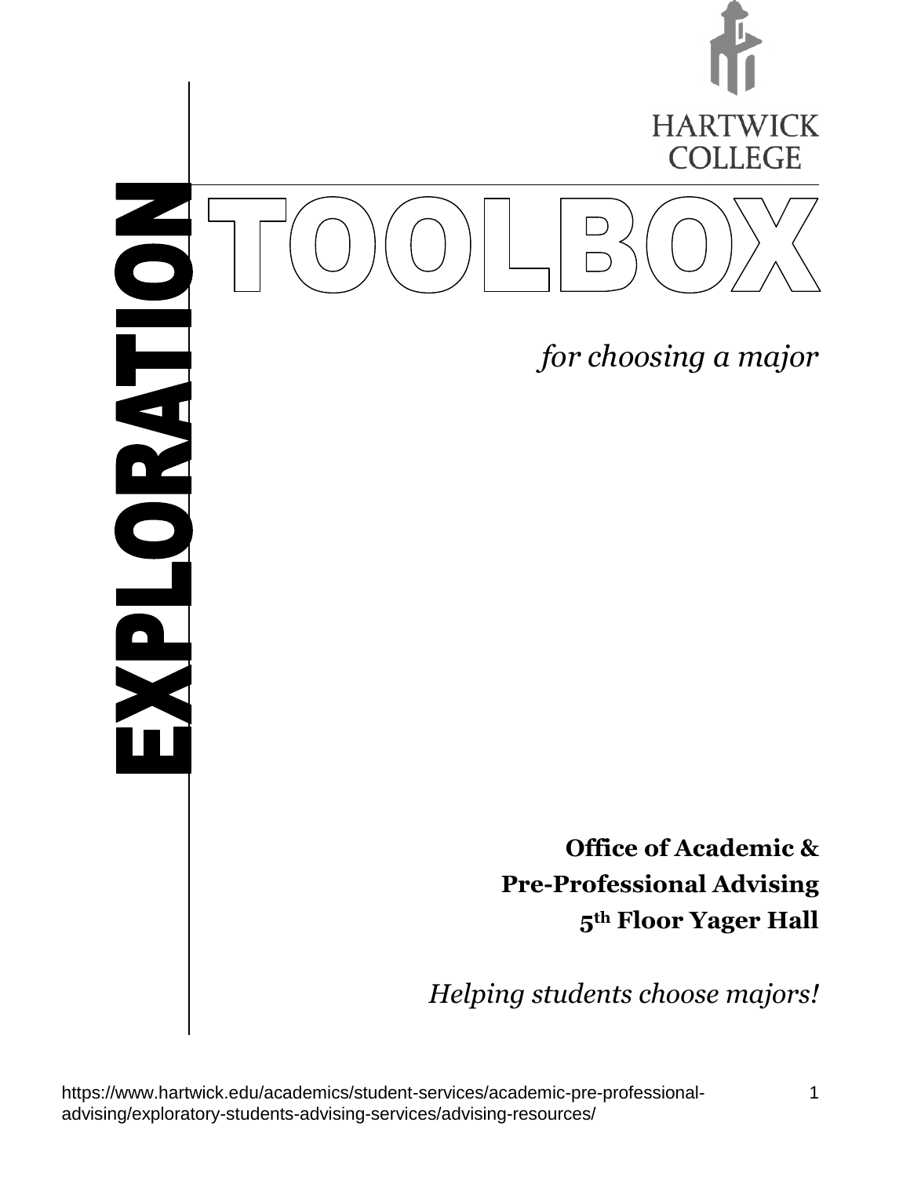HARTWICK COLLEGE

# EXPLORATION TOOLBOX

*for choosing a major*

**Office of Academic &**
**Pre-Professional Advising**
**5th Floor Yager Hall**

*Helping students choose majors!*

https://www.hartwick.edu/academics/student-services/academic-pre-professional-advising/exploratory-students-advising-services/advising-resources/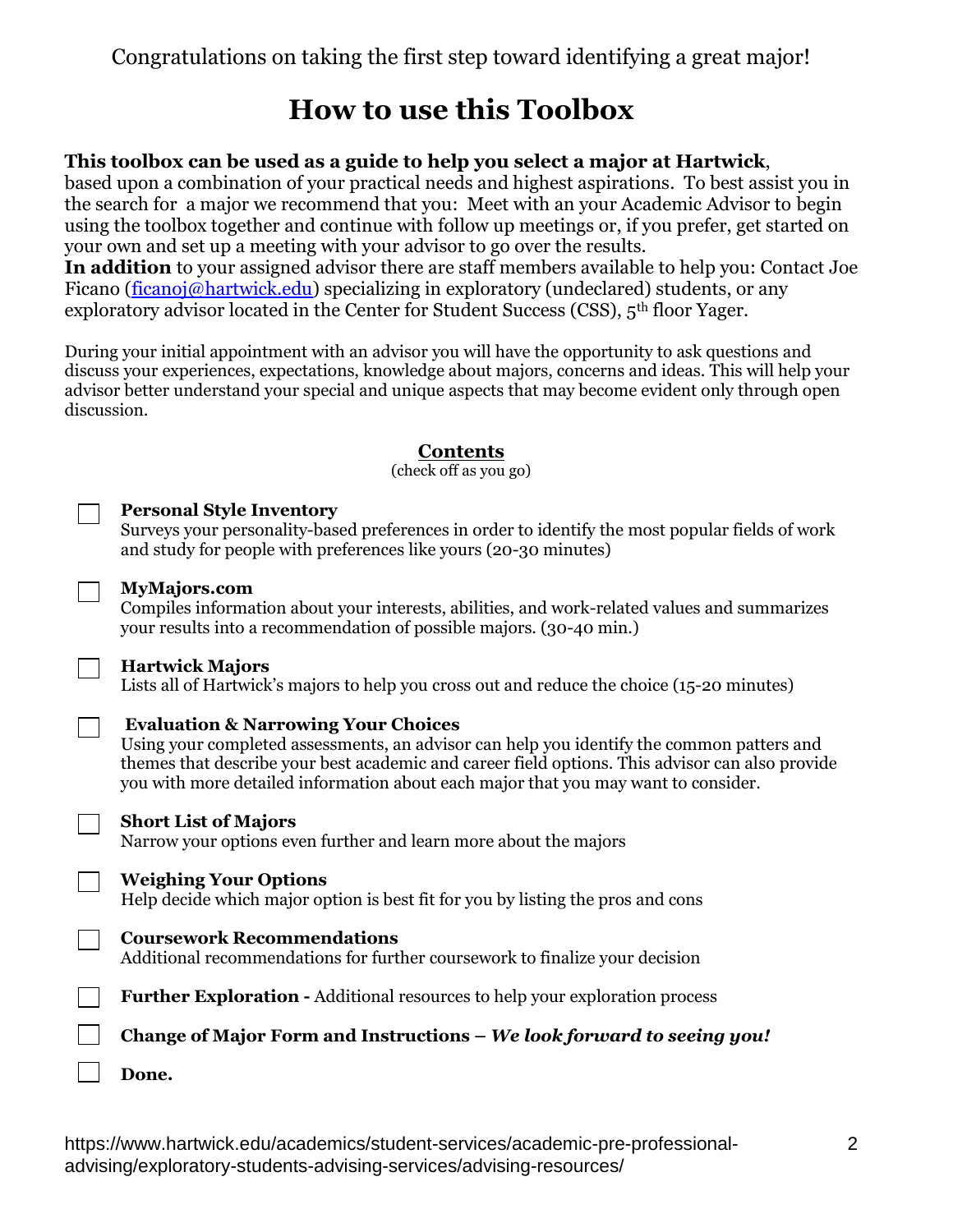Congratulations on taking the first step toward identifying a great major!

# How to use this Toolbox

**This toolbox can be used as a guide to help you select a major at Hartwick**, based upon a combination of your practical needs and highest aspirations. To best assist you in the search for a major we recommend that you: Meet with an your Academic Advisor to begin using the toolbox together and continue with follow up meetings or, if you prefer, get started on your own and set up a meeting with your advisor to go over the results.

**In addition** to your assigned advisor there are staff members available to help you: Contact Joe Ficano (ficanoj@hartwick.edu) specializing in exploratory (undeclared) students, or any exploratory advisor located in the Center for Student Success (CSS), 5th floor Yager.

During your initial appointment with an advisor you will have the opportunity to ask questions and discuss your experiences, expectations, knowledge about majors, concerns and ideas. This will help your advisor better understand your special and unique aspects that may become evident only through open discussion.

## Contents

(check off as you go)

- [ ] **Personal Style Inventory**
  Surveys your personality-based preferences in order to identify the most popular fields of work and study for people with preferences like yours (20-30 minutes)
- [ ] **MyMajors.com**
  Compiles information about your interests, abilities, and work-related values and summarizes your results into a recommendation of possible majors. (30-40 min.)
- [ ] **Hartwick Majors**
  Lists all of Hartwick's majors to help you cross out and reduce the choice (15-20 minutes)
- [ ] **Evaluation & Narrowing Your Choices**
  Using your completed assessments, an advisor can help you identify the common patters and themes that describe your best academic and career field options. This advisor can also provide you with more detailed information about each major that you may want to consider.
- [ ] **Short List of Majors**
  Narrow your options even further and learn more about the majors
- [ ] **Weighing Your Options**
  Help decide which major option is best fit for you by listing the pros and cons
- [ ] **Coursework Recommendations**
  Additional recommendations for further coursework to finalize your decision
- [ ] **Further Exploration -** Additional resources to help your exploration process
- [ ] **Change of Major Form and Instructions –** ***We look forward to seeing you!***
- [ ] **Done.**

https://www.hartwick.edu/academics/student-services/academic-pre-professional-advising/exploratory-students-advising-services/advising-resources/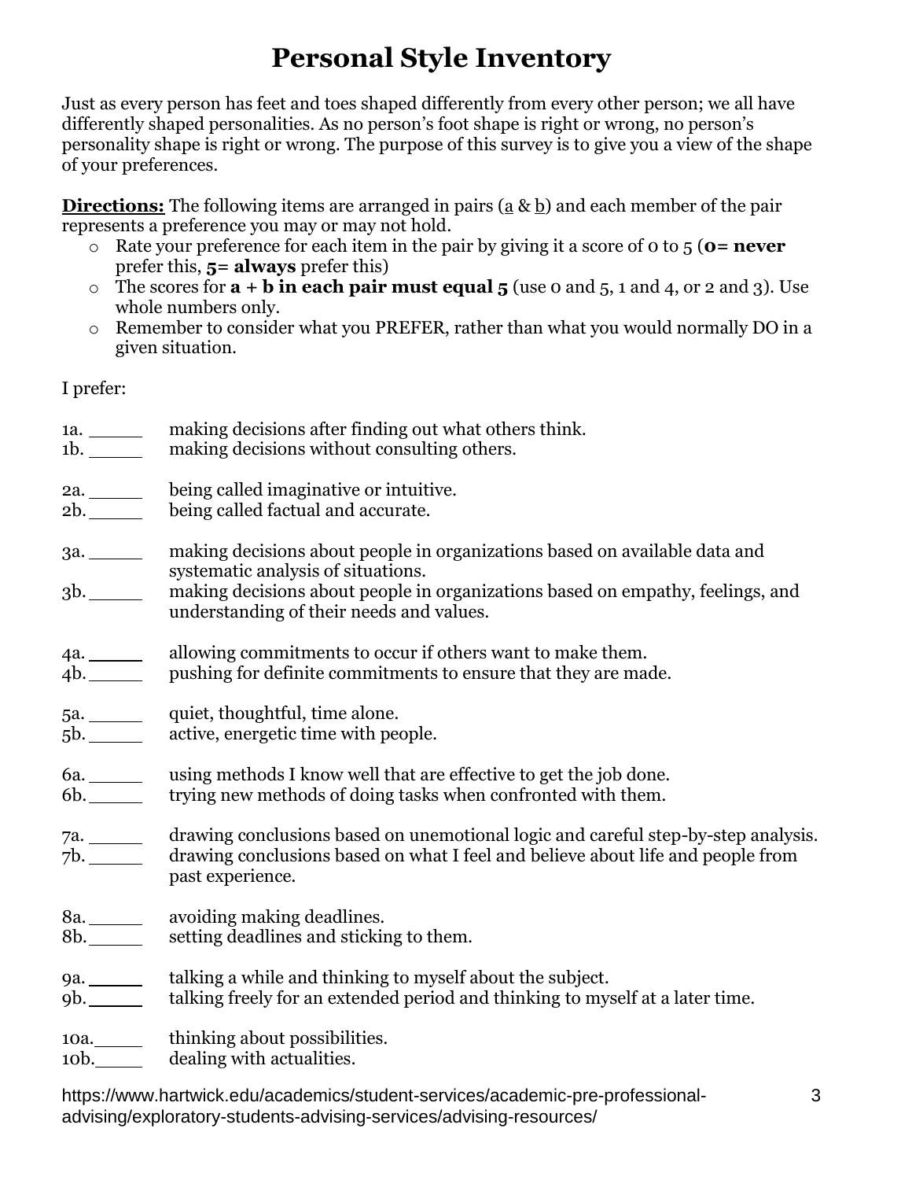# Personal Style Inventory

Just as every person has feet and toes shaped differently from every other person; we all have differently shaped personalities. As no person's foot shape is right or wrong, no person's personality shape is right or wrong. The purpose of this survey is to give you a view of the shape of your preferences.

**Directions:** The following items are arranged in pairs (a & b) and each member of the pair represents a preference you may or may not hold.

- Rate your preference for each item in the pair by giving it a score of 0 to 5 (**0= never** prefer this, **5= always** prefer this)
- The scores for **a + b in each pair must equal 5** (use 0 and 5, 1 and 4, or 2 and 3). Use whole numbers only.
- Remember to consider what you PREFER, rather than what you would normally DO in a given situation.

I prefer:

1a. _____ making decisions after finding out what others think.
1b. _____ making decisions without consulting others.

2a. _____ being called imaginative or intuitive.
2b. _____ being called factual and accurate.

3a. _____ making decisions about people in organizations based on available data and systematic analysis of situations.
3b. _____ making decisions about people in organizations based on empathy, feelings, and understanding of their needs and values.

4a. _____ allowing commitments to occur if others want to make them.
4b. _____ pushing for definite commitments to ensure that they are made.

5a. _____ quiet, thoughtful, time alone.
5b. _____ active, energetic time with people.

6a. _____ using methods I know well that are effective to get the job done.
6b. _____ trying new methods of doing tasks when confronted with them.

7a. _____ drawing conclusions based on unemotional logic and careful step-by-step analysis.
7b. _____ drawing conclusions based on what I feel and believe about life and people from past experience.

8a. _____ avoiding making deadlines.
8b. _____ setting deadlines and sticking to them.

9a. _____ talking a while and thinking to myself about the subject.
9b. _____ talking freely for an extended period and thinking to myself at a later time.

10a. _____ thinking about possibilities.
10b. _____ dealing with actualities.

https://www.hartwick.edu/academics/student-services/academic-pre-professional-advising/exploratory-students-advising-services/advising-resources/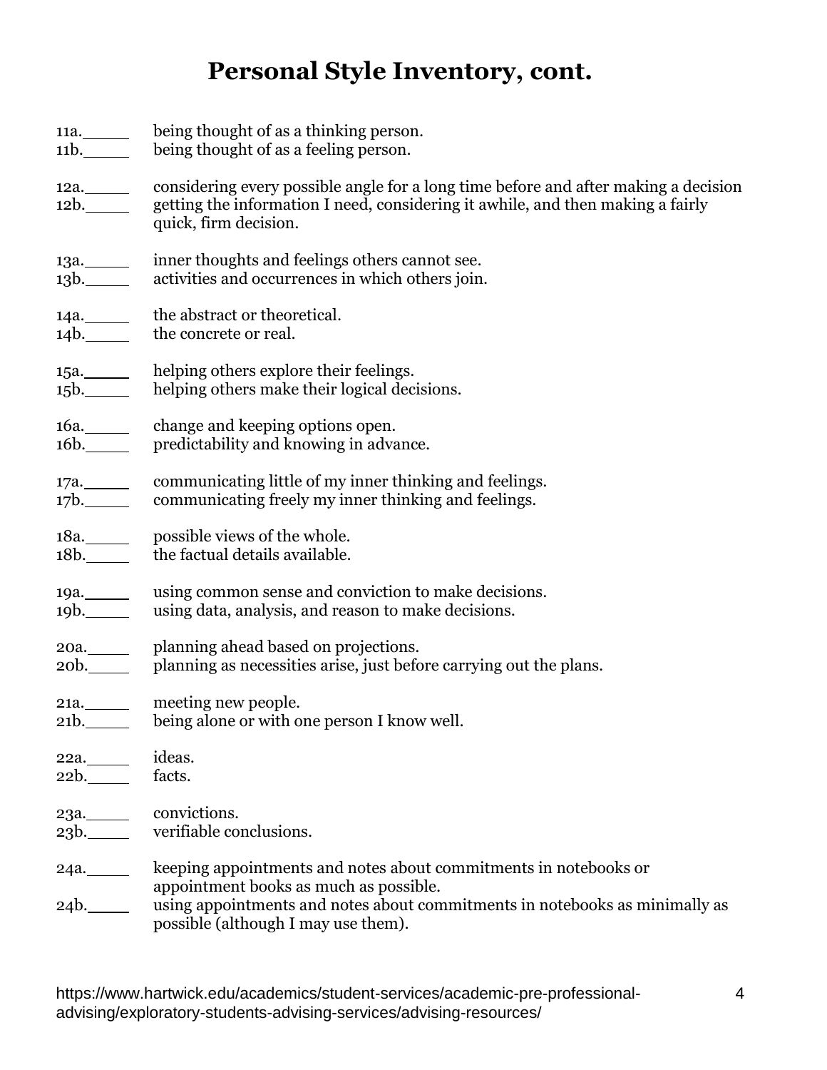# Personal Style Inventory, cont.

11a.\_\_\_\_\_ being thought of as a thinking person.
11b.\_\_\_\_\_ being thought of as a feeling person.

12a.\_\_\_\_\_ considering every possible angle for a long time before and after making a decision
12b.\_\_\_\_\_ getting the information I need, considering it awhile, and then making a fairly quick, firm decision.

13a.\_\_\_\_\_ inner thoughts and feelings others cannot see.
13b.\_\_\_\_\_ activities and occurrences in which others join.

14a.\_\_\_\_\_ the abstract or theoretical.
14b.\_\_\_\_\_ the concrete or real.

15a.\_\_\_\_\_ helping others explore their feelings.
15b.\_\_\_\_\_ helping others make their logical decisions.

16a.\_\_\_\_\_ change and keeping options open.
16b.\_\_\_\_\_ predictability and knowing in advance.

17a.\_\_\_\_\_ communicating little of my inner thinking and feelings.
17b.\_\_\_\_\_ communicating freely my inner thinking and feelings.

18a.\_\_\_\_\_ possible views of the whole.
18b.\_\_\_\_\_ the factual details available.

19a.\_\_\_\_\_ using common sense and conviction to make decisions.
19b.\_\_\_\_\_ using data, analysis, and reason to make decisions.

20a.\_\_\_\_\_ planning ahead based on projections.
20b.\_\_\_\_\_ planning as necessities arise, just before carrying out the plans.

21a.\_\_\_\_\_ meeting new people.
21b.\_\_\_\_\_ being alone or with one person I know well.

22a.\_\_\_\_\_ ideas.
22b.\_\_\_\_\_ facts.

23a.\_\_\_\_\_ convictions.
23b.\_\_\_\_\_ verifiable conclusions.

24a.\_\_\_\_\_ keeping appointments and notes about commitments in notebooks or appointment books as much as possible.
24b.\_\_\_\_\_ using appointments and notes about commitments in notebooks as minimally as possible (although I may use them).

https://www.hartwick.edu/academics/student-services/academic-pre-professional-advising/exploratory-students-advising-services/advising-resources/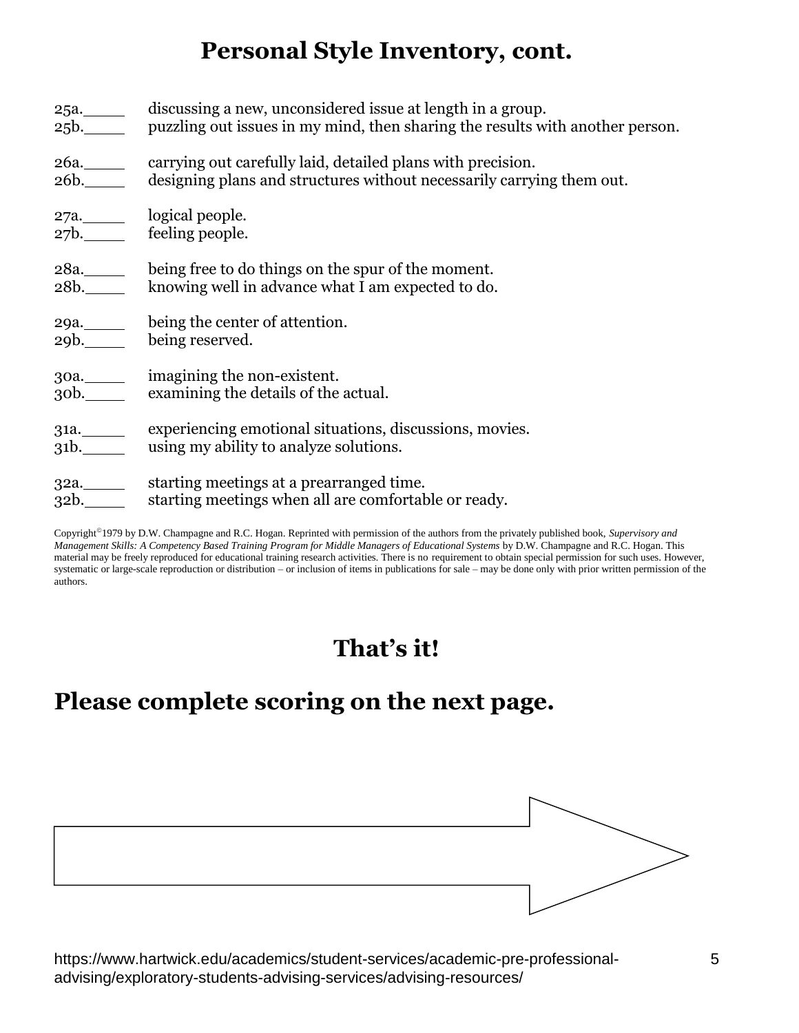## Personal Style Inventory, cont.

25a.\_\_\_\_\_ discussing a new, unconsidered issue at length in a group.
25b.\_\_\_\_\_ puzzling out issues in my mind, then sharing the results with another person.

26a.\_\_\_\_\_ carrying out carefully laid, detailed plans with precision.
26b.\_\_\_\_\_ designing plans and structures without necessarily carrying them out.

27a.\_\_\_\_\_ logical people.
27b.\_\_\_\_\_ feeling people.

28a.\_\_\_\_\_ being free to do things on the spur of the moment.
28b.\_\_\_\_\_ knowing well in advance what I am expected to do.

29a.\_\_\_\_\_ being the center of attention.
29b.\_\_\_\_\_ being reserved.

30a.\_\_\_\_\_ imagining the non-existent.
30b.\_\_\_\_\_ examining the details of the actual.

31a.\_\_\_\_\_ experiencing emotional situations, discussions, movies.
31b.\_\_\_\_\_ using my ability to analyze solutions.

32a.\_\_\_\_\_ starting meetings at a prearranged time.
32b.\_\_\_\_\_ starting meetings when all are comfortable or ready.

Copyright© 1979 by D.W. Champagne and R.C. Hogan. Reprinted with permission of the authors from the privately published book, *Supervisory and Management Skills: A Competency Based Training Program for Middle Managers of Educational Systems* by D.W. Champagne and R.C. Hogan. This material may be freely reproduced for educational training research activities. There is no requirement to obtain special permission for such uses. However, systematic or large-scale reproduction or distribution – or inclusion of items in publications for sale – may be done only with prior written permission of the authors.

## That's it!

## Please complete scoring on the next page.

https://www.hartwick.edu/academics/student-services/academic-pre-professional-advising/exploratory-students-advising-services/advising-resources/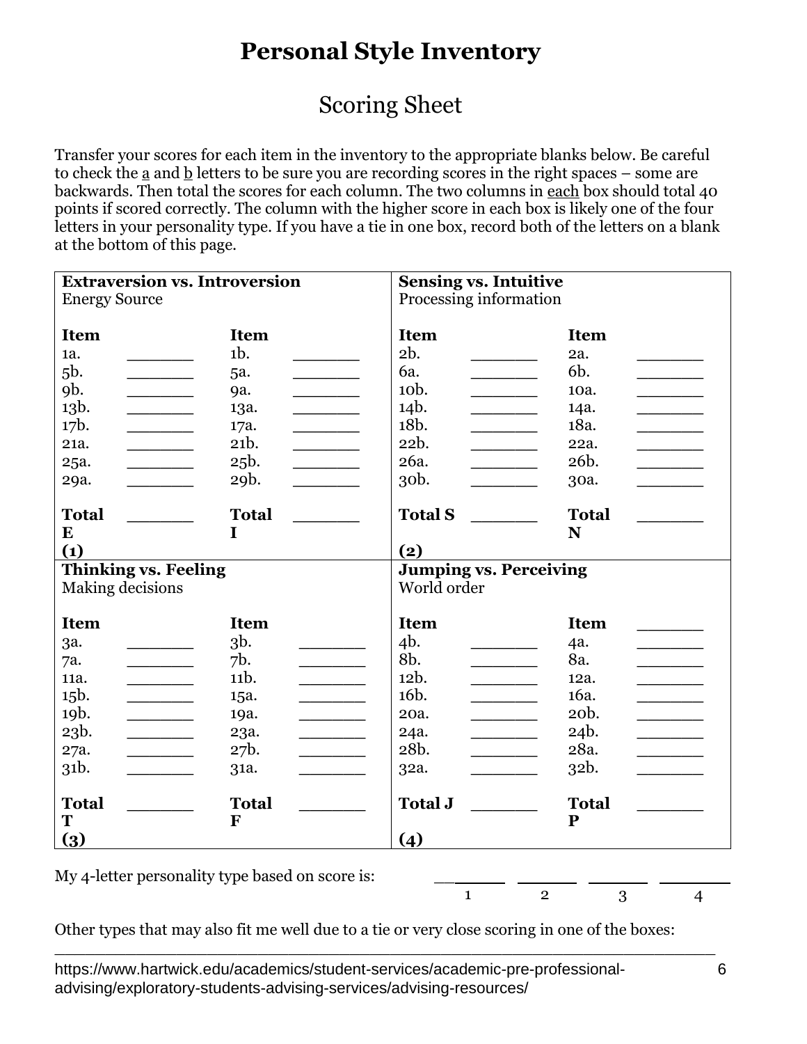# Personal Style Inventory

## Scoring Sheet

Transfer your scores for each item in the inventory to the appropriate blanks below. Be careful to check the a and b letters to be sure you are recording scores in the right spaces – some are backwards. Then total the scores for each column. The two columns in each box should total 40 points if scored correctly. The column with the higher score in each box is likely one of the four letters in your personality type. If you have a tie in one box, record both of the letters on a blank at the bottom of this page.

**Extraversion vs. Introversion**
Energy Source

| Item | | Item | |
|---|---|---|---|
| 1a. | _______ | 1b. | _______ |
| 5b. | _______ | 5a. | _______ |
| 9b. | _______ | 9a. | _______ |
| 13b. | _______ | 13a. | _______ |
| 17b. | _______ | 17a. | _______ |
| 21a. | _______ | 21b. | _______ |
| 25a. | _______ | 25b. | _______ |
| 29a. | _______ | 29b. | _______ |
| **Total E** | _______ | **Total I** | _______ |

**(1)**

**Sensing vs. Intuitive**
Processing information

| Item | | Item | |
|---|---|---|---|
| 2b. | _______ | 2a. | _______ |
| 6a. | _______ | 6b. | _______ |
| 10b. | _______ | 10a. | _______ |
| 14b. | _______ | 14a. | _______ |
| 18b. | _______ | 18a. | _______ |
| 22b. | _______ | 22a. | _______ |
| 26a. | _______ | 26b. | _______ |
| 30b. | _______ | 30a. | _______ |
| **Total S** | _______ | **Total N** | _______ |

**(2)**

**Thinking vs. Feeling**
Making decisions

| Item | | Item | |
|---|---|---|---|
| 3a. | _______ | 3b. | _______ |
| 7a. | _______ | 7b. | _______ |
| 11a. | _______ | 11b. | _______ |
| 15b. | _______ | 15a. | _______ |
| 19b. | _______ | 19a. | _______ |
| 23b. | _______ | 23a. | _______ |
| 27a. | _______ | 27b. | _______ |
| 31b. | _______ | 31a. | _______ |
| **Total T** | _______ | **Total F** | _______ |

**(3)**

**Jumping vs. Perceiving**
World order

| Item | | Item | _______ |
|---|---|---|---|
| 4b. | _______ | 4a. | _______ |
| 8b. | _______ | 8a. | _______ |
| 12b. | _______ | 12a. | _______ |
| 16b. | _______ | 16a. | _______ |
| 20a. | _______ | 20b. | _______ |
| 24a. | _______ | 24b. | _______ |
| 28b. | _______ | 28a. | _______ |
| 32a. | _______ | 32b. | _______ |
| **Total J** | _______ | **Total P** | _______ |

**(4)**

My 4-letter personality type based on score is: _______ _______ _______ _______
1 2 3 4

Other types that may also fit me well due to a tie or very close scoring in one of the boxes:
_________________________________________________________________

https://www.hartwick.edu/academics/student-services/academic-pre-professional-advising/exploratory-students-advising-services/advising-resources/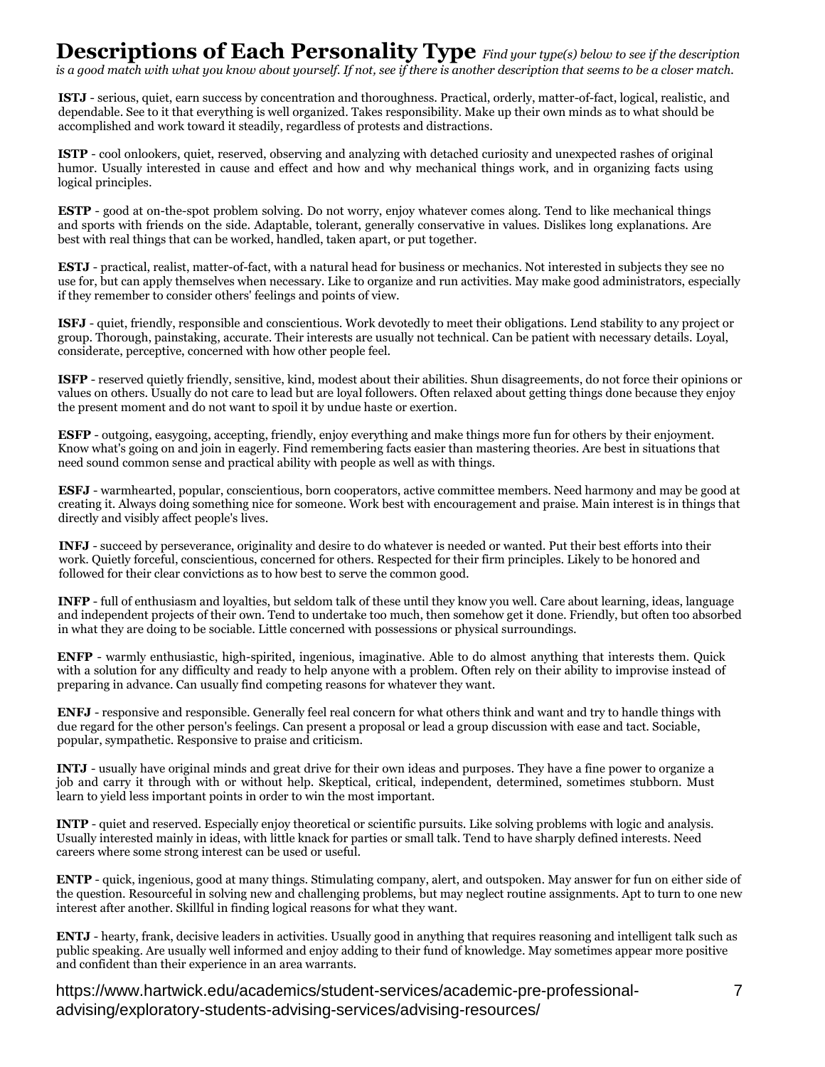# Descriptions of Each Personality Type

*Find your type(s) below to see if the description is a good match with what you know about yourself. If not, see if there is another description that seems to be a closer match.*

**ISTJ** - serious, quiet, earn success by concentration and thoroughness. Practical, orderly, matter-of-fact, logical, realistic, and dependable. See to it that everything is well organized. Takes responsibility. Make up their own minds as to what should be accomplished and work toward it steadily, regardless of protests and distractions.

**ISTP** - cool onlookers, quiet, reserved, observing and analyzing with detached curiosity and unexpected rashes of original humor. Usually interested in cause and effect and how and why mechanical things work, and in organizing facts using logical principles.

**ESTP** - good at on-the-spot problem solving. Do not worry, enjoy whatever comes along. Tend to like mechanical things and sports with friends on the side. Adaptable, tolerant, generally conservative in values. Dislikes long explanations. Are best with real things that can be worked, handled, taken apart, or put together.

**ESTJ** - practical, realist, matter-of-fact, with a natural head for business or mechanics. Not interested in subjects they see no use for, but can apply themselves when necessary. Like to organize and run activities. May make good administrators, especially if they remember to consider others' feelings and points of view.

**ISFJ** - quiet, friendly, responsible and conscientious. Work devotedly to meet their obligations. Lend stability to any project or group. Thorough, painstaking, accurate. Their interests are usually not technical. Can be patient with necessary details. Loyal, considerate, perceptive, concerned with how other people feel.

**ISFP** - reserved quietly friendly, sensitive, kind, modest about their abilities. Shun disagreements, do not force their opinions or values on others. Usually do not care to lead but are loyal followers. Often relaxed about getting things done because they enjoy the present moment and do not want to spoil it by undue haste or exertion.

**ESFP** - outgoing, easygoing, accepting, friendly, enjoy everything and make things more fun for others by their enjoyment. Know what's going on and join in eagerly. Find remembering facts easier than mastering theories. Are best in situations that need sound common sense and practical ability with people as well as with things.

**ESFJ** - warmhearted, popular, conscientious, born cooperators, active committee members. Need harmony and may be good at creating it. Always doing something nice for someone. Work best with encouragement and praise. Main interest is in things that directly and visibly affect people's lives.

**INFJ** - succeed by perseverance, originality and desire to do whatever is needed or wanted. Put their best efforts into their work. Quietly forceful, conscientious, concerned for others. Respected for their firm principles. Likely to be honored and followed for their clear convictions as to how best to serve the common good.

**INFP** - full of enthusiasm and loyalties, but seldom talk of these until they know you well. Care about learning, ideas, language and independent projects of their own. Tend to undertake too much, then somehow get it done. Friendly, but often too absorbed in what they are doing to be sociable. Little concerned with possessions or physical surroundings.

**ENFP** - warmly enthusiastic, high-spirited, ingenious, imaginative. Able to do almost anything that interests them. Quick with a solution for any difficulty and ready to help anyone with a problem. Often rely on their ability to improvise instead of preparing in advance. Can usually find competing reasons for whatever they want.

**ENFJ** - responsive and responsible. Generally feel real concern for what others think and want and try to handle things with due regard for the other person's feelings. Can present a proposal or lead a group discussion with ease and tact. Sociable, popular, sympathetic. Responsive to praise and criticism.

**INTJ** - usually have original minds and great drive for their own ideas and purposes. They have a fine power to organize a job and carry it through with or without help. Skeptical, critical, independent, determined, sometimes stubborn. Must learn to yield less important points in order to win the most important.

**INTP** - quiet and reserved. Especially enjoy theoretical or scientific pursuits. Like solving problems with logic and analysis. Usually interested mainly in ideas, with little knack for parties or small talk. Tend to have sharply defined interests. Need careers where some strong interest can be used or useful.

**ENTP** - quick, ingenious, good at many things. Stimulating company, alert, and outspoken. May answer for fun on either side of the question. Resourceful in solving new and challenging problems, but may neglect routine assignments. Apt to turn to one new interest after another. Skillful in finding logical reasons for what they want.

**ENTJ** - hearty, frank, decisive leaders in activities. Usually good in anything that requires reasoning and intelligent talk such as public speaking. Are usually well informed and enjoy adding to their fund of knowledge. May sometimes appear more positive and confident than their experience in an area warrants.

https://www.hartwick.edu/academics/student-services/academic-pre-professional-advising/exploratory-students-advising-services/advising-resources/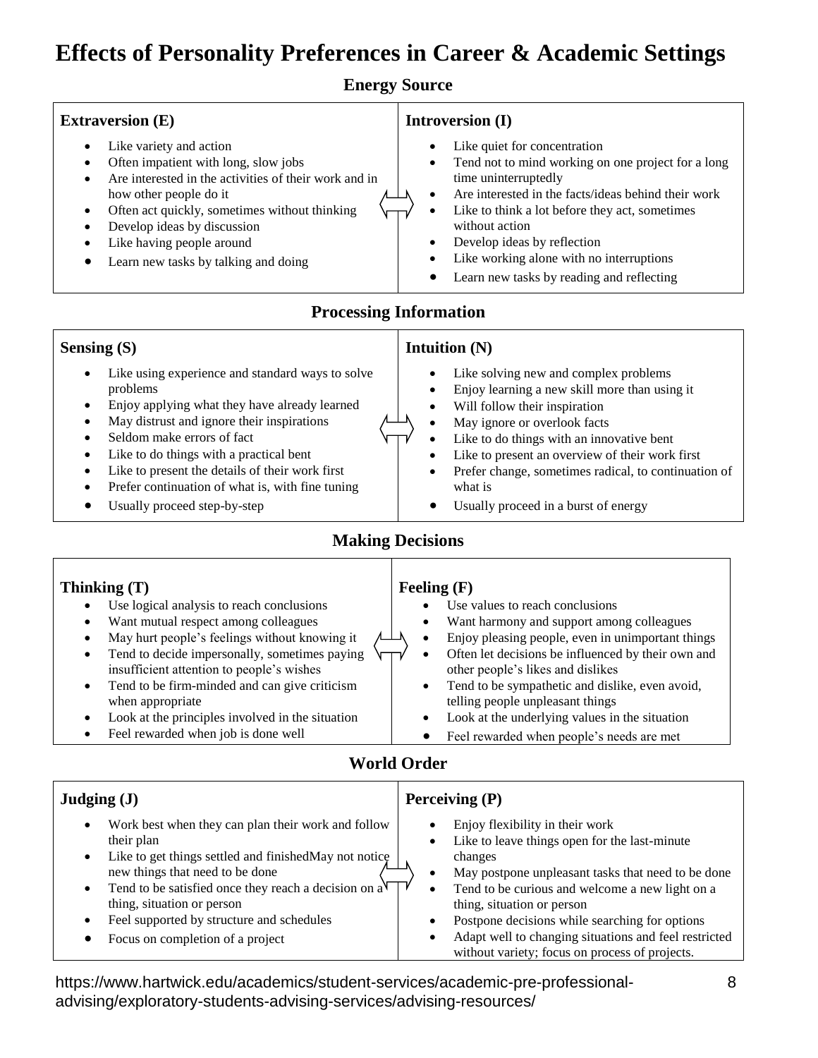# Effects of Personality Preferences in Career & Academic Settings

## Energy Source

### Extraversion (E)

- Like variety and action
- Often impatient with long, slow jobs
- Are interested in the activities of their work and in how other people do it
- Often act quickly, sometimes without thinking
- Develop ideas by discussion
- Like having people around
- Learn new tasks by talking and doing

### Introversion (I)

- Like quiet for concentration
- Tend not to mind working on one project for a long time uninterruptedly
- Are interested in the facts/ideas behind their work
- Like to think a lot before they act, sometimes without action
- Develop ideas by reflection
- Like working alone with no interruptions
- Learn new tasks by reading and reflecting

## Processing Information

### Sensing (S)

- Like using experience and standard ways to solve problems
- Enjoy applying what they have already learned
- May distrust and ignore their inspirations
- Seldom make errors of fact
- Like to do things with a practical bent
- Like to present the details of their work first
- Prefer continuation of what is, with fine tuning
- Usually proceed step-by-step

### Intuition (N)

- Like solving new and complex problems
- Enjoy learning a new skill more than using it
- Will follow their inspiration
- May ignore or overlook facts
- Like to do things with an innovative bent
- Like to present an overview of their work first
- Prefer change, sometimes radical, to continuation of what is
- Usually proceed in a burst of energy

## Making Decisions

### Thinking (T)

- Use logical analysis to reach conclusions
- Want mutual respect among colleagues
- May hurt people's feelings without knowing it
- Tend to decide impersonally, sometimes paying insufficient attention to people's wishes
- Tend to be firm-minded and can give criticism when appropriate
- Look at the principles involved in the situation
- Feel rewarded when job is done well

### Feeling (F)

- Use values to reach conclusions
- Want harmony and support among colleagues
- Enjoy pleasing people, even in unimportant things
- Often let decisions be influenced by their own and other people's likes and dislikes
- Tend to be sympathetic and dislike, even avoid, telling people unpleasant things
- Look at the underlying values in the situation
- Feel rewarded when people's needs are met

## World Order

### Judging (J)

- Work best when they can plan their work and follow their plan
- Like to get things settled and finishedMay not notice new things that need to be done
- Tend to be satisfied once they reach a decision on a thing, situation or person
- Feel supported by structure and schedules
- Focus on completion of a project

### Perceiving (P)

- Enjoy flexibility in their work
- Like to leave things open for the last-minute changes
- May postpone unpleasant tasks that need to be done
- Tend to be curious and welcome a new light on a thing, situation or person
- Postpone decisions while searching for options
- Adapt well to changing situations and feel restricted without variety; focus on process of projects.

https://www.hartwick.edu/academics/student-services/academic-pre-professional-advising/exploratory-students-advising-services/advising-resources/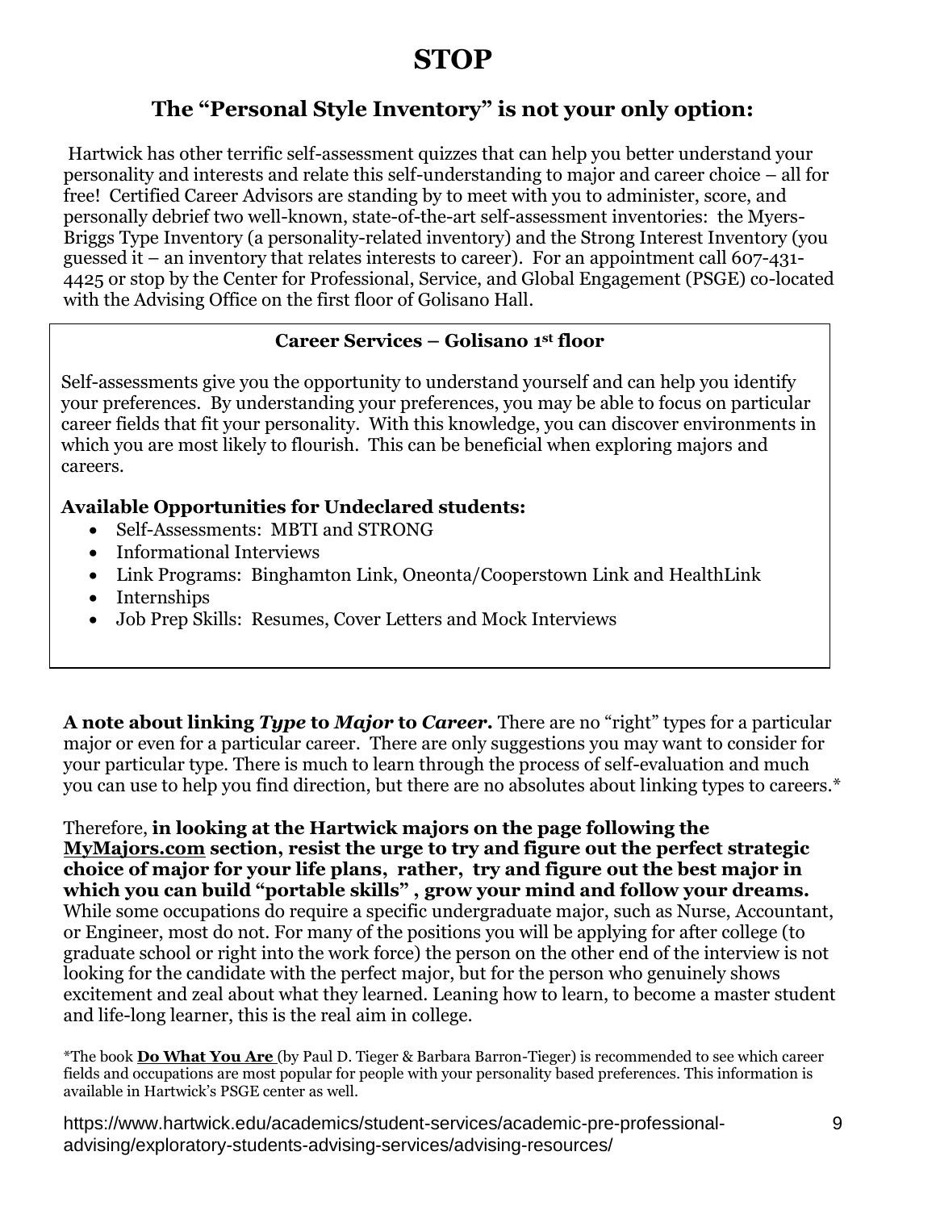# STOP

## The "Personal Style Inventory" is not your only option:

Hartwick has other terrific self-assessment quizzes that can help you better understand your personality and interests and relate this self-understanding to major and career choice – all for free! Certified Career Advisors are standing by to meet with you to administer, score, and personally debrief two well-known, state-of-the-art self-assessment inventories: the Myers-Briggs Type Inventory (a personality-related inventory) and the Strong Interest Inventory (you guessed it – an inventory that relates interests to career). For an appointment call 607-431-4425 or stop by the Center for Professional, Service, and Global Engagement (PSGE) co-located with the Advising Office on the first floor of Golisano Hall.

**Career Services – Golisano 1st floor**

Self-assessments give you the opportunity to understand yourself and can help you identify your preferences. By understanding your preferences, you may be able to focus on particular career fields that fit your personality. With this knowledge, you can discover environments in which you are most likely to flourish. This can be beneficial when exploring majors and careers.

**Available Opportunities for Undeclared students:**

- Self-Assessments: MBTI and STRONG
- Informational Interviews
- Link Programs: Binghamton Link, Oneonta/Cooperstown Link and HealthLink
- Internships
- Job Prep Skills: Resumes, Cover Letters and Mock Interviews

**A note about linking *Type* to *Major* to *Career*.** There are no "right" types for a particular major or even for a particular career. There are only suggestions you may want to consider for your particular type. There is much to learn through the process of self-evaluation and much you can use to help you find direction, but there are no absolutes about linking types to careers.*

Therefore, **in looking at the Hartwick majors on the page following the MyMajors.com section, resist the urge to try and figure out the perfect strategic choice of major for your life plans, rather, try and figure out the best major in which you can build "portable skills" , grow your mind and follow your dreams.** While some occupations do require a specific undergraduate major, such as Nurse, Accountant, or Engineer, most do not. For many of the positions you will be applying for after college (to graduate school or right into the work force) the person on the other end of the interview is not looking for the candidate with the perfect major, but for the person who genuinely shows excitement and zeal about what they learned. Leaning how to learn, to become a master student and life-long learner, this is the real aim in college.

*The book **Do What You Are** (by Paul D. Tieger & Barbara Barron-Tieger) is recommended to see which career fields and occupations are most popular for people with your personality based preferences. This information is available in Hartwick's PSGE center as well.

https://www.hartwick.edu/academics/student-services/academic-pre-professional-advising/exploratory-students-advising-services/advising-resources/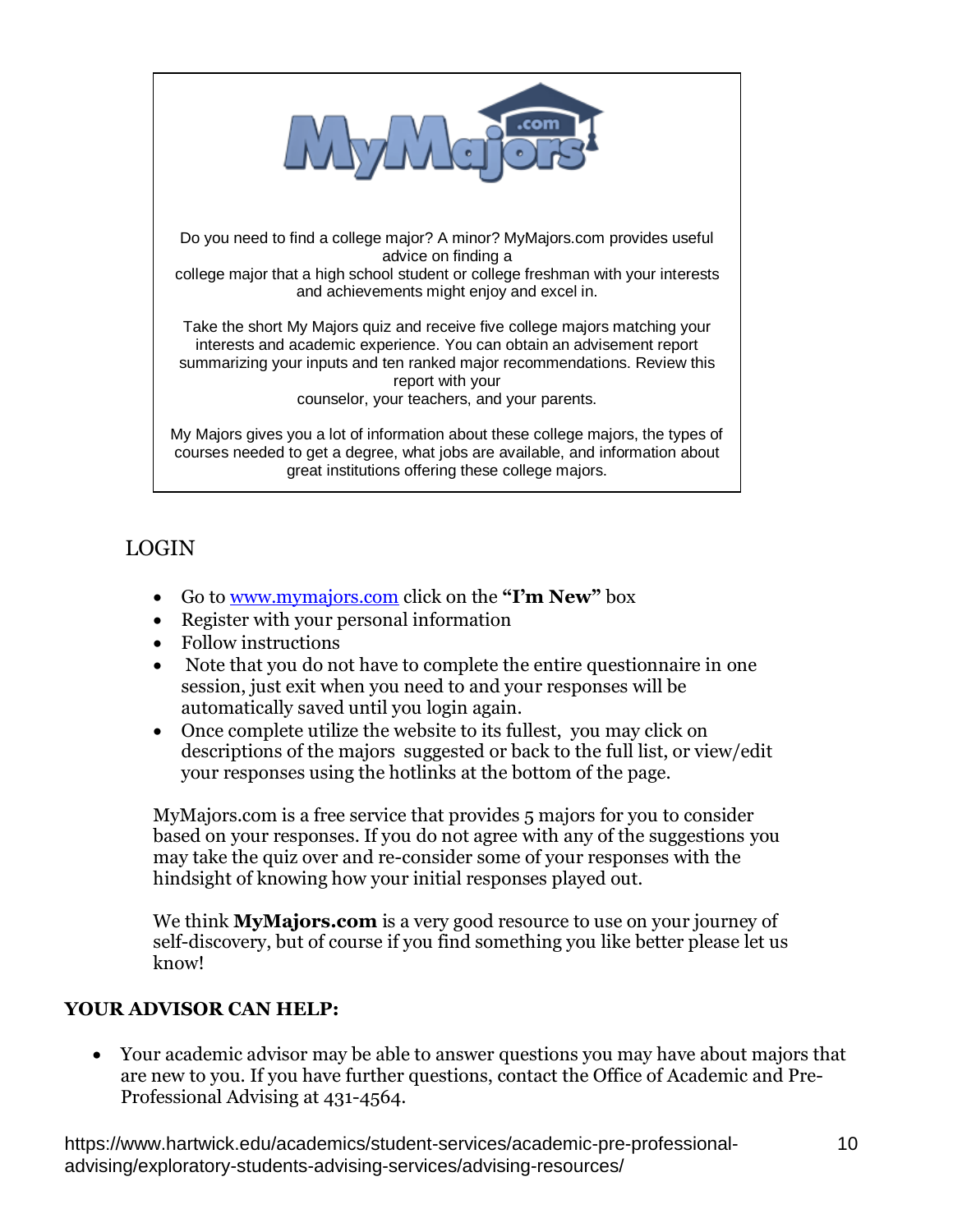Do you need to find a college major? A minor? MyMajors.com provides useful advice on finding a college major that a high school student or college freshman with your interests and achievements might enjoy and excel in.

Take the short My Majors quiz and receive five college majors matching your interests and academic experience. You can obtain an advisement report summarizing your inputs and ten ranked major recommendations. Review this report with your counselor, your teachers, and your parents.

My Majors gives you a lot of information about these college majors, the types of courses needed to get a degree, what jobs are available, and information about great institutions offering these college majors.

## LOGIN

- Go to www.mymajors.com click on the **"I'm New"** box
- Register with your personal information
- Follow instructions
- Note that you do not have to complete the entire questionnaire in one session, just exit when you need to and your responses will be automatically saved until you login again.
- Once complete utilize the website to its fullest, you may click on descriptions of the majors suggested or back to the full list, or view/edit your responses using the hotlinks at the bottom of the page.

MyMajors.com is a free service that provides 5 majors for you to consider based on your responses. If you do not agree with any of the suggestions you may take the quiz over and re-consider some of your responses with the hindsight of knowing how your initial responses played out.

We think **MyMajors.com** is a very good resource to use on your journey of self-discovery, but of course if you find something you like better please let us know!

**YOUR ADVISOR CAN HELP:**

- Your academic advisor may be able to answer questions you may have about majors that are new to you. If you have further questions, contact the Office of Academic and Pre-Professional Advising at 431-4564.

https://www.hartwick.edu/academics/student-services/academic-pre-professional-advising/exploratory-students-advising-services/advising-resources/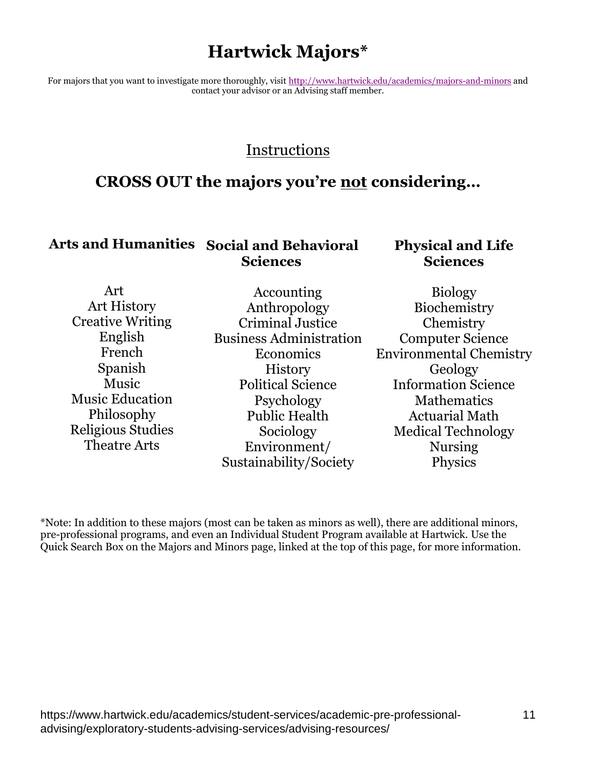# Hartwick Majors*

For majors that you want to investigate more thoroughly, visit [http://www.hartwick.edu/academics/majors-and-minors](http://www.hartwick.edu/academics/majors-and-minors) and contact your advisor or an Advising staff member.

## Instructions

## CROSS OUT the majors you're not considering…

### Arts and Humanities

- Art
- Art History
- Creative Writing
- English
- French
- Spanish
- Music
- Music Education
- Philosophy
- Religious Studies
- Theatre Arts

### Social and Behavioral Sciences

- Accounting
- Anthropology
- Criminal Justice
- Business Administration
- Economics
- History
- Political Science
- Psychology
- Public Health
- Sociology
- Environment/Sustainability/Society

### Physical and Life Sciences

- Biology
- Biochemistry
- Chemistry
- Computer Science
- Environmental Chemistry
- Geology
- Information Science
- Mathematics
- Actuarial Math
- Medical Technology
- Nursing
- Physics

*Note: In addition to these majors (most can be taken as minors as well), there are additional minors, pre-professional programs, and even an Individual Student Program available at Hartwick. Use the Quick Search Box on the Majors and Minors page, linked at the top of this page, for more information.

https://www.hartwick.edu/academics/student-services/academic-pre-professional-advising/exploratory-students-advising-services/advising-resources/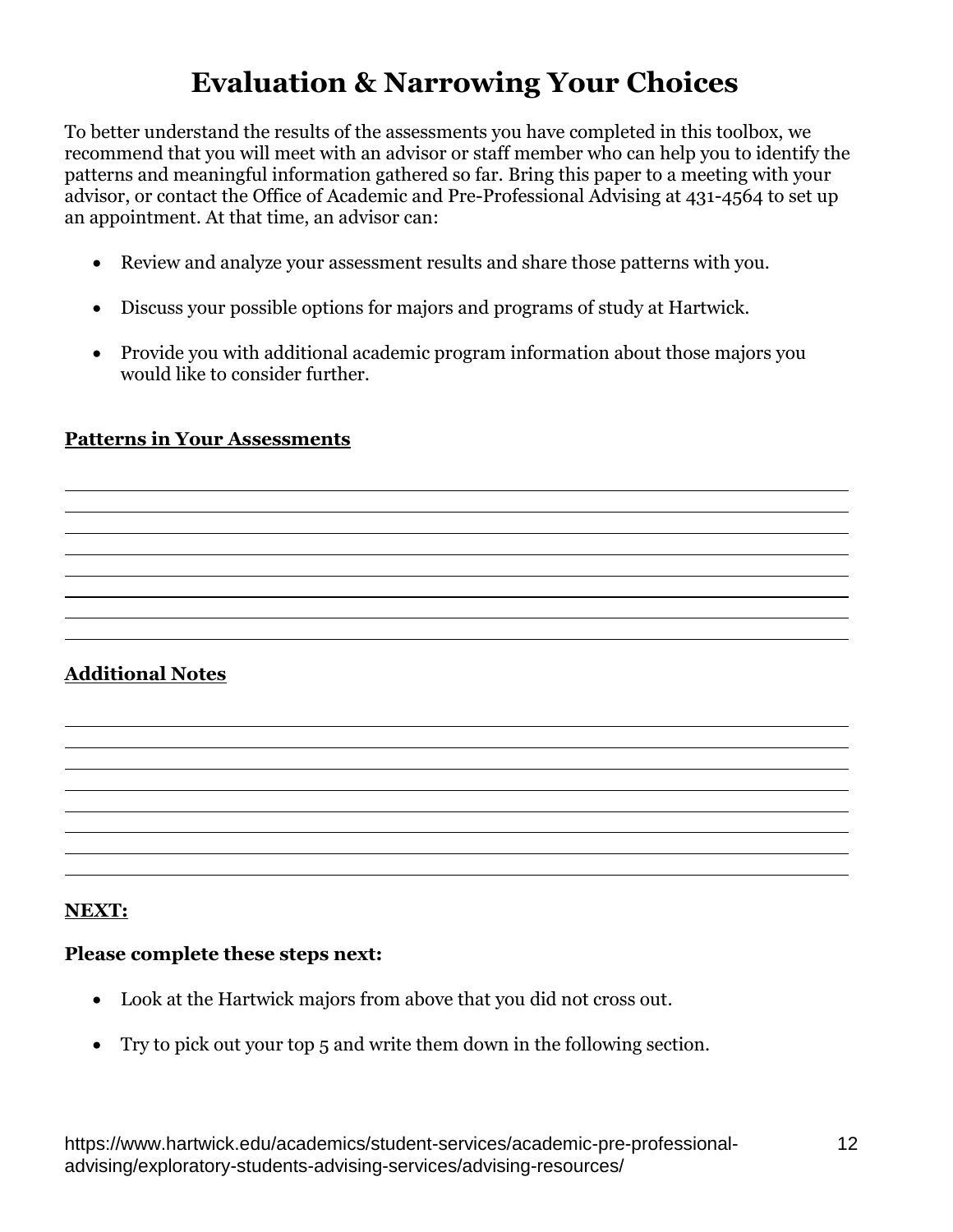# Evaluation & Narrowing Your Choices

To better understand the results of the assessments you have completed in this toolbox, we recommend that you will meet with an advisor or staff member who can help you to identify the patterns and meaningful information gathered so far. Bring this paper to a meeting with your advisor, or contact the Office of Academic and Pre-Professional Advising at 431-4564 to set up an appointment. At that time, an advisor can:

- Review and analyze your assessment results and share those patterns with you.
- Discuss your possible options for majors and programs of study at Hartwick.
- Provide you with additional academic program information about those majors you would like to consider further.

**<u>Patterns in Your Assessments</u>**

\_\_\_\_\_\_\_\_\_\_\_\_\_\_\_\_\_\_\_\_\_\_\_\_\_\_\_\_\_\_\_\_\_\_\_\_\_\_\_\_\_\_\_\_\_\_\_\_\_\_\_\_\_\_\_\_\_\_\_\_\_\_\_\_\_\_\_\_\_\_\_\_\_\_\_\_\_\_

\_\_\_\_\_\_\_\_\_\_\_\_\_\_\_\_\_\_\_\_\_\_\_\_\_\_\_\_\_\_\_\_\_\_\_\_\_\_\_\_\_\_\_\_\_\_\_\_\_\_\_\_\_\_\_\_\_\_\_\_\_\_\_\_\_\_\_\_\_\_\_\_\_\_\_\_\_\_

\_\_\_\_\_\_\_\_\_\_\_\_\_\_\_\_\_\_\_\_\_\_\_\_\_\_\_\_\_\_\_\_\_\_\_\_\_\_\_\_\_\_\_\_\_\_\_\_\_\_\_\_\_\_\_\_\_\_\_\_\_\_\_\_\_\_\_\_\_\_\_\_\_\_\_\_\_\_

\_\_\_\_\_\_\_\_\_\_\_\_\_\_\_\_\_\_\_\_\_\_\_\_\_\_\_\_\_\_\_\_\_\_\_\_\_\_\_\_\_\_\_\_\_\_\_\_\_\_\_\_\_\_\_\_\_\_\_\_\_\_\_\_\_\_\_\_\_\_\_\_\_\_\_\_\_\_

\_\_\_\_\_\_\_\_\_\_\_\_\_\_\_\_\_\_\_\_\_\_\_\_\_\_\_\_\_\_\_\_\_\_\_\_\_\_\_\_\_\_\_\_\_\_\_\_\_\_\_\_\_\_\_\_\_\_\_\_\_\_\_\_\_\_\_\_\_\_\_\_\_\_\_\_\_\_

\_\_\_\_\_\_\_\_\_\_\_\_\_\_\_\_\_\_\_\_\_\_\_\_\_\_\_\_\_\_\_\_\_\_\_\_\_\_\_\_\_\_\_\_\_\_\_\_\_\_\_\_\_\_\_\_\_\_\_\_\_\_\_\_\_\_\_\_\_\_\_\_\_\_\_\_\_\_

\_\_\_\_\_\_\_\_\_\_\_\_\_\_\_\_\_\_\_\_\_\_\_\_\_\_\_\_\_\_\_\_\_\_\_\_\_\_\_\_\_\_\_\_\_\_\_\_\_\_\_\_\_\_\_\_\_\_\_\_\_\_\_\_\_\_\_\_\_\_\_\_\_\_\_\_\_\_

\_\_\_\_\_\_\_\_\_\_\_\_\_\_\_\_\_\_\_\_\_\_\_\_\_\_\_\_\_\_\_\_\_\_\_\_\_\_\_\_\_\_\_\_\_\_\_\_\_\_\_\_\_\_\_\_\_\_\_\_\_\_\_\_\_\_\_\_\_\_\_\_\_\_\_\_\_\_

**<u>Additional Notes</u>**

\_\_\_\_\_\_\_\_\_\_\_\_\_\_\_\_\_\_\_\_\_\_\_\_\_\_\_\_\_\_\_\_\_\_\_\_\_\_\_\_\_\_\_\_\_\_\_\_\_\_\_\_\_\_\_\_\_\_\_\_\_\_\_\_\_\_\_\_\_\_\_\_\_\_\_\_\_\_

\_\_\_\_\_\_\_\_\_\_\_\_\_\_\_\_\_\_\_\_\_\_\_\_\_\_\_\_\_\_\_\_\_\_\_\_\_\_\_\_\_\_\_\_\_\_\_\_\_\_\_\_\_\_\_\_\_\_\_\_\_\_\_\_\_\_\_\_\_\_\_\_\_\_\_\_\_\_

\_\_\_\_\_\_\_\_\_\_\_\_\_\_\_\_\_\_\_\_\_\_\_\_\_\_\_\_\_\_\_\_\_\_\_\_\_\_\_\_\_\_\_\_\_\_\_\_\_\_\_\_\_\_\_\_\_\_\_\_\_\_\_\_\_\_\_\_\_\_\_\_\_\_\_\_\_\_

\_\_\_\_\_\_\_\_\_\_\_\_\_\_\_\_\_\_\_\_\_\_\_\_\_\_\_\_\_\_\_\_\_\_\_\_\_\_\_\_\_\_\_\_\_\_\_\_\_\_\_\_\_\_\_\_\_\_\_\_\_\_\_\_\_\_\_\_\_\_\_\_\_\_\_\_\_\_

\_\_\_\_\_\_\_\_\_\_\_\_\_\_\_\_\_\_\_\_\_\_\_\_\_\_\_\_\_\_\_\_\_\_\_\_\_\_\_\_\_\_\_\_\_\_\_\_\_\_\_\_\_\_\_\_\_\_\_\_\_\_\_\_\_\_\_\_\_\_\_\_\_\_\_\_\_\_

\_\_\_\_\_\_\_\_\_\_\_\_\_\_\_\_\_\_\_\_\_\_\_\_\_\_\_\_\_\_\_\_\_\_\_\_\_\_\_\_\_\_\_\_\_\_\_\_\_\_\_\_\_\_\_\_\_\_\_\_\_\_\_\_\_\_\_\_\_\_\_\_\_\_\_\_\_\_

\_\_\_\_\_\_\_\_\_\_\_\_\_\_\_\_\_\_\_\_\_\_\_\_\_\_\_\_\_\_\_\_\_\_\_\_\_\_\_\_\_\_\_\_\_\_\_\_\_\_\_\_\_\_\_\_\_\_\_\_\_\_\_\_\_\_\_\_\_\_\_\_\_\_\_\_\_\_

\_\_\_\_\_\_\_\_\_\_\_\_\_\_\_\_\_\_\_\_\_\_\_\_\_\_\_\_\_\_\_\_\_\_\_\_\_\_\_\_\_\_\_\_\_\_\_\_\_\_\_\_\_\_\_\_\_\_\_\_\_\_\_\_\_\_\_\_\_\_\_\_\_\_\_\_\_\_

**<u>NEXT:</u>**

**Please complete these steps next:**

- Look at the Hartwick majors from above that you did not cross out.
- Try to pick out your top 5 and write them down in the following section.

https://www.hartwick.edu/academics/student-services/academic-pre-professional-advising/exploratory-students-advising-services/advising-resources/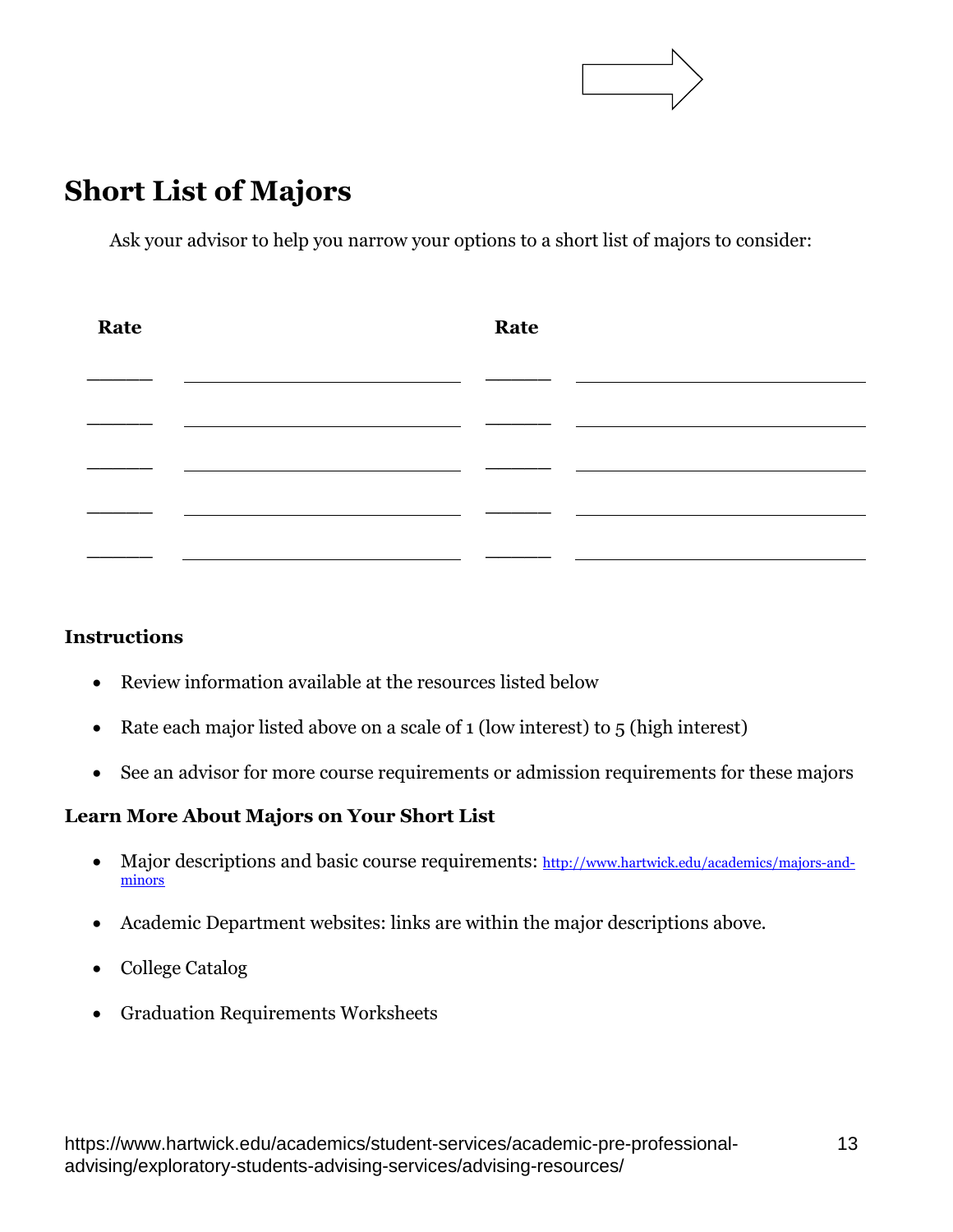## Short List of Majors

Ask your advisor to help you narrow your options to a short list of majors to consider:

| Rate | | Rate | |
|---|---|---|---|
| ______ | ______________________________ | ______ | ______________________________ |
| ______ | ______________________________ | ______ | ______________________________ |
| ______ | ______________________________ | ______ | ______________________________ |
| ______ | ______________________________ | ______ | ______________________________ |
| ______ | ______________________________ | ______ | ______________________________ |

**Instructions**

- Review information available at the resources listed below
- Rate each major listed above on a scale of 1 (low interest) to 5 (high interest)
- See an advisor for more course requirements or admission requirements for these majors

**Learn More About Majors on Your Short List**

- Major descriptions and basic course requirements: http://www.hartwick.edu/academics/majors-and-minors
- Academic Department websites: links are within the major descriptions above.
- College Catalog
- Graduation Requirements Worksheets

https://www.hartwick.edu/academics/student-services/academic-pre-professional-advising/exploratory-students-advising-services/advising-resources/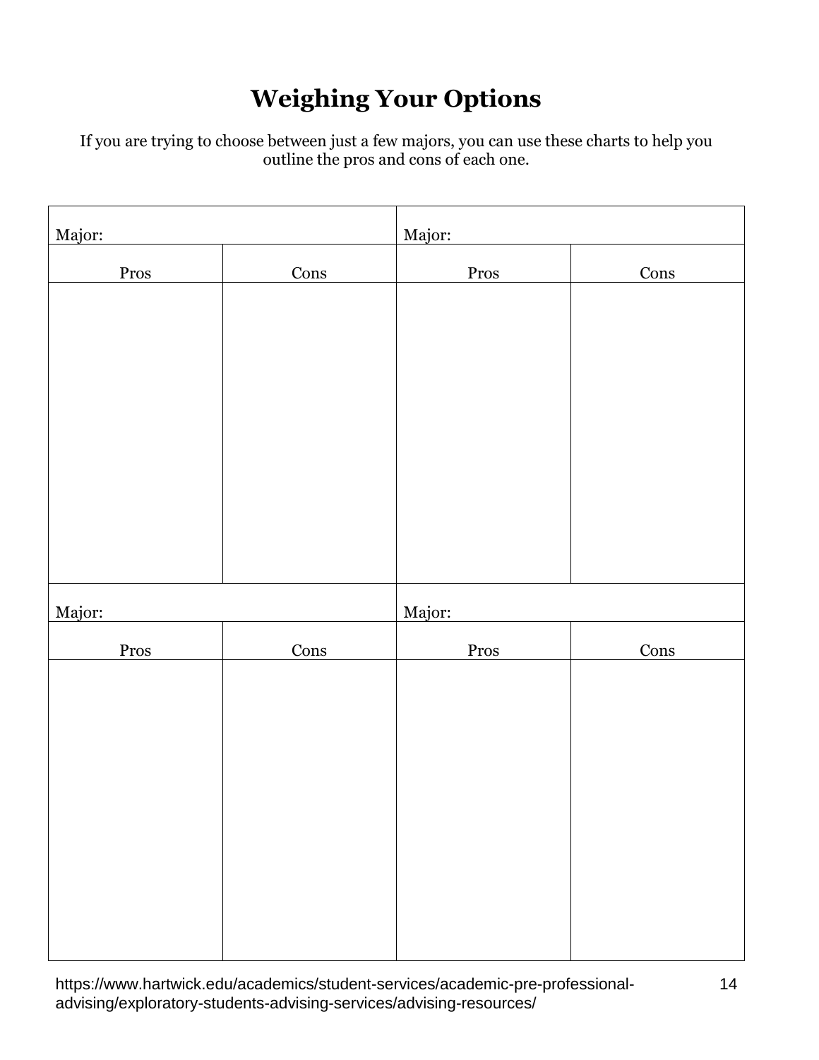# Weighing Your Options

If you are trying to choose between just a few majors, you can use these charts to help you outline the pros and cons of each one.

| Major: | | Major: | |
|---|---|---|---|
| Pros | Cons | Pros | Cons |
| | | | |
| **Major:** | | **Major:** | |
| Pros | Cons | Pros | Cons |
| | | | |

https://www.hartwick.edu/academics/student-services/academic-pre-professional-advising/exploratory-students-advising-services/advising-resources/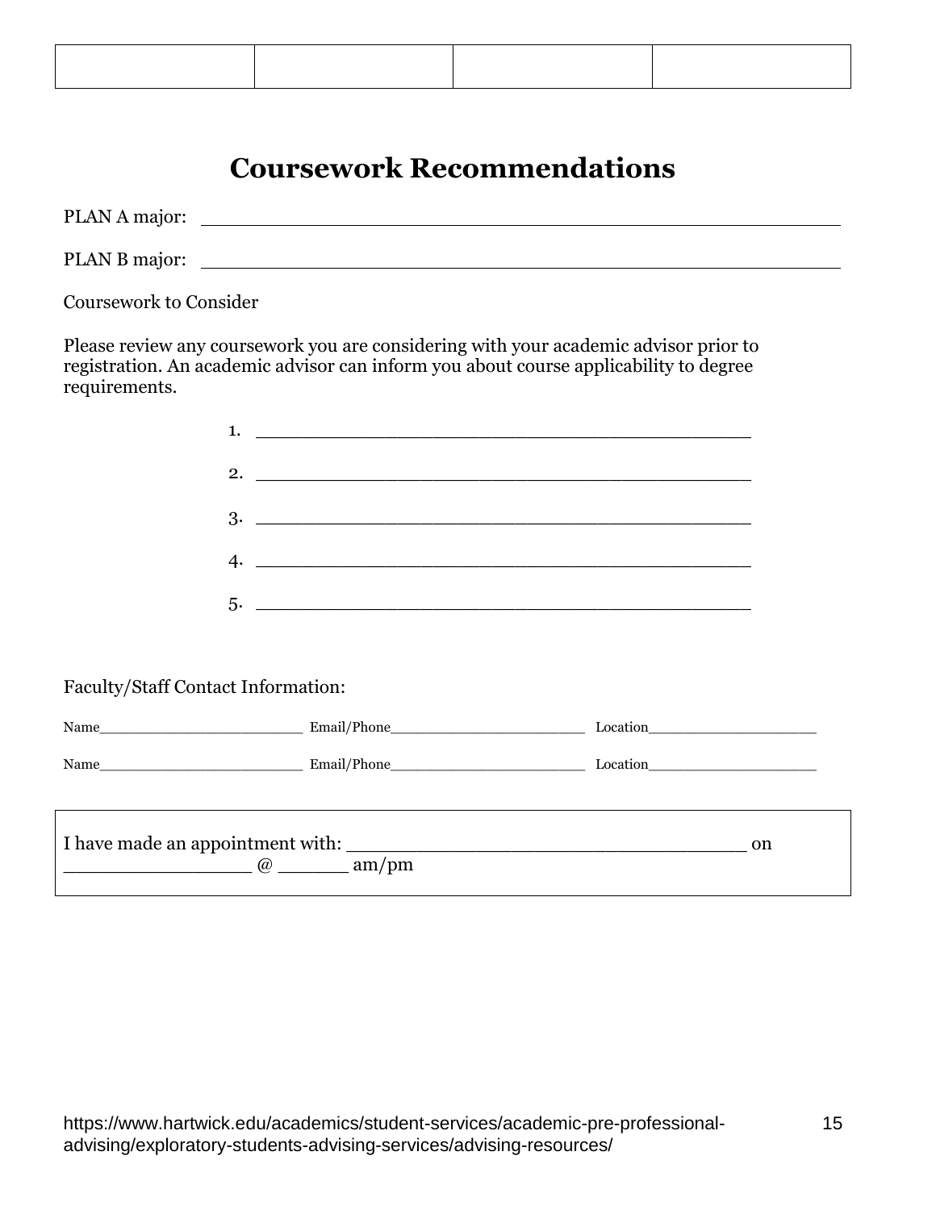| | | | |
|---|---|---|---|
| | | | |

# Coursework Recommendations

PLAN A major: ________________________________________________

PLAN B major: ________________________________________________

Coursework to Consider

Please review any coursework you are considering with your academic advisor prior to registration. An academic advisor can inform you about course applicability to degree requirements.

1. ________________________________________
2. ________________________________________
3. ________________________________________
4. ________________________________________
5. ________________________________________

Faculty/Staff Contact Information:

Name________________________ Email/Phone______________________ Location__________________

Name________________________ Email/Phone______________________ Location__________________

| I have made an appointment with: ___________________________________ on _________________ @ ______ am/pm |
|---|

https://www.hartwick.edu/academics/student-services/academic-pre-professional-advising/exploratory-students-advising-services/advising-resources/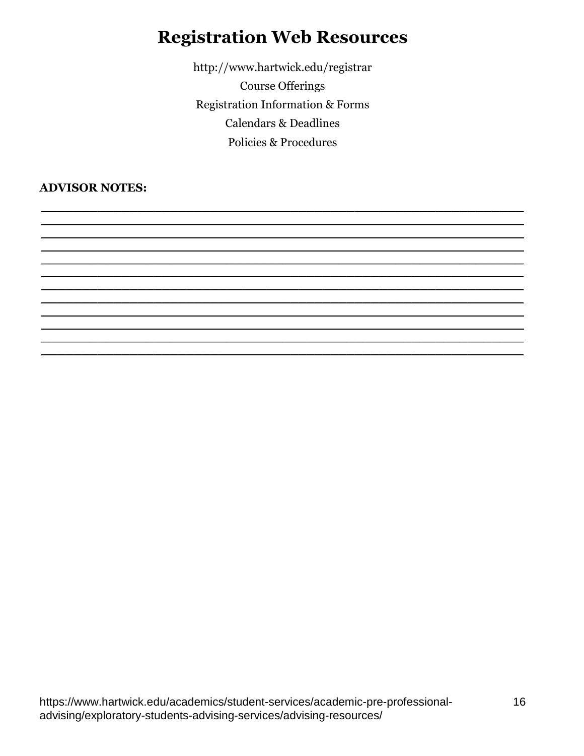# Registration Web Resources

http://www.hartwick.edu/registrar

Course Offerings

Registration Information & Forms

Calendars & Deadlines

Policies & Procedures

**ADVISOR NOTES:**

______________________________________________________________________________
______________________________________________________________________________
______________________________________________________________________________
______________________________________________________________________________
______________________________________________________________________________
______________________________________________________________________________
______________________________________________________________________________
______________________________________________________________________________
______________________________________________________________________________
______________________________________________________________________________
______________________________________________________________________________
______________________________________________________________________________

https://www.hartwick.edu/academics/student-services/academic-pre-professional-advising/exploratory-students-advising-services/advising-resources/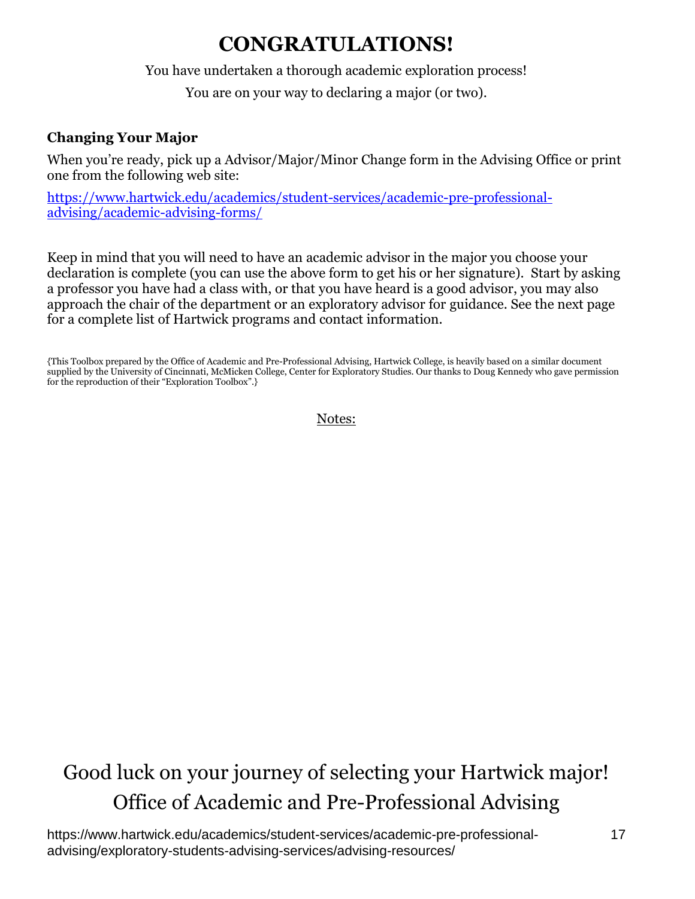# CONGRATULATIONS!

You have undertaken a thorough academic exploration process!

You are on your way to declaring a major (or two).

### Changing Your Major

When you're ready, pick up a Advisor/Major/Minor Change form in the Advising Office or print one from the following web site:

[https://www.hartwick.edu/academics/student-services/academic-pre-professional-advising/academic-advising-forms/](https://www.hartwick.edu/academics/student-services/academic-pre-professional-advising/academic-advising-forms/)

Keep in mind that you will need to have an academic advisor in the major you choose your declaration is complete (you can use the above form to get his or her signature). Start by asking a professor you have had a class with, or that you have heard is a good advisor, you may also approach the chair of the department or an exploratory advisor for guidance. See the next page for a complete list of Hartwick programs and contact information.

{This Toolbox prepared by the Office of Academic and Pre-Professional Advising, Hartwick College, is heavily based on a similar document supplied by the University of Cincinnati, McMicken College, Center for Exploratory Studies. Our thanks to Doug Kennedy who gave permission for the reproduction of their "Exploration Toolbox".}

Notes:

Good luck on your journey of selecting your Hartwick major!

Office of Academic and Pre-Professional Advising

https://www.hartwick.edu/academics/student-services/academic-pre-professional-advising/exploratory-students-advising-services/advising-resources/